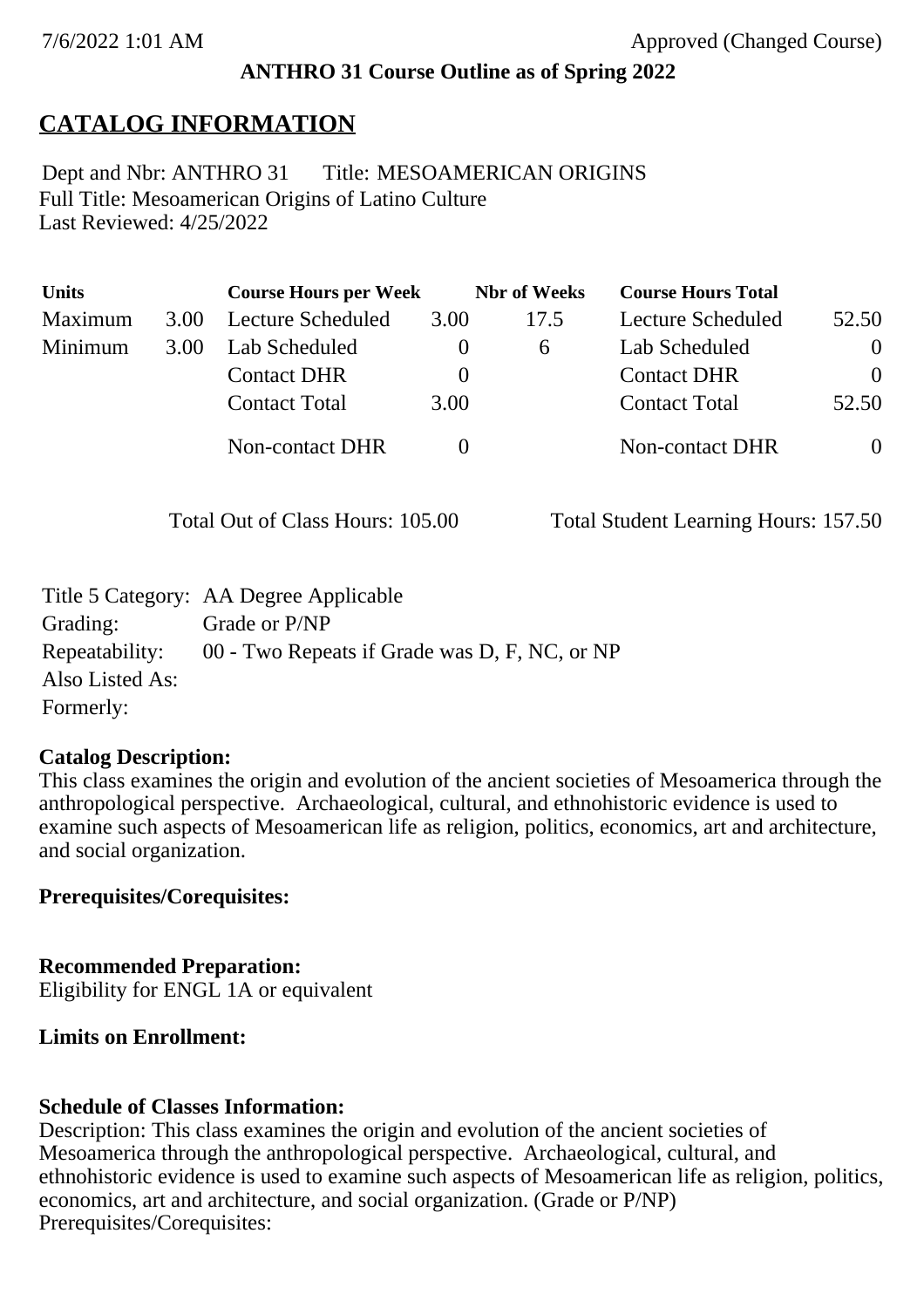7/6/2022 1:01 AM Approved (Changed Course)

**ANTHRO 31 Course Outline as of Spring 2022**

# CATALOG INFORMATION

Dept and Nbr: ANTHRO 31 Title: MESOAMERICAN ORIGINS
Full Title: Mesoamerican Origins of Latino Culture
Last Reviewed: 4/25/2022

| Units | | Course Hours per Week | | Nbr of Weeks | Course Hours Total | |
|---|---|---|---|---|---|---|
| Maximum | 3.00 | Lecture Scheduled | 3.00 | 17.5 | Lecture Scheduled | 52.50 |
| Minimum | 3.00 | Lab Scheduled | 0 | 6 | Lab Scheduled | 0 |
| | | Contact DHR | 0 | | Contact DHR | 0 |
| | | Contact Total | 3.00 | | Contact Total | 52.50 |
| | | Non-contact DHR | 0 | | Non-contact DHR | 0 |

Total Out of Class Hours: 105.00 Total Student Learning Hours: 157.50

Title 5 Category: AA Degree Applicable
Grading: Grade or P/NP
Repeatability: 00 - Two Repeats if Grade was D, F, NC, or NP
Also Listed As:
Formerly:

**Catalog Description:**
This class examines the origin and evolution of the ancient societies of Mesoamerica through the anthropological perspective. Archaeological, cultural, and ethnohistoric evidence is used to examine such aspects of Mesoamerican life as religion, politics, economics, art and architecture, and social organization.

**Prerequisites/Corequisites:**

**Recommended Preparation:**
Eligibility for ENGL 1A or equivalent

**Limits on Enrollment:**

**Schedule of Classes Information:**
Description: This class examines the origin and evolution of the ancient societies of Mesoamerica through the anthropological perspective. Archaeological, cultural, and ethnohistoric evidence is used to examine such aspects of Mesoamerican life as religion, politics, economics, art and architecture, and social organization. (Grade or P/NP)
Prerequisites/Corequisites: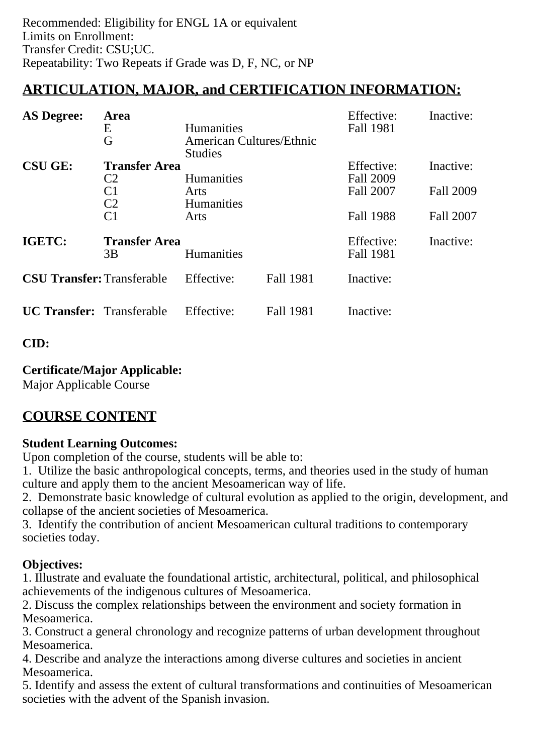Recommended: Eligibility for ENGL 1A or equivalent
Limits on Enrollment:
Transfer Credit: CSU;UC.
Repeatability: Two Repeats if Grade was D, F, NC, or NP

## ARTICULATION, MAJOR, and CERTIFICATION INFORMATION:

| | | | Effective: | Inactive: |
|---|---|---|---|---|
| **AS Degree:** | **Area** | | Effective: | Inactive: |
| | E | Humanities | Fall 1981 | |
| | G | American Cultures/Ethnic Studies | | |
| **CSU GE:** | **Transfer Area** | | Effective: | Inactive: |
| | C2 | Humanities | Fall 2009 | |
| | C1 | Arts | Fall 2007 | Fall 2009 |
| | C2 | Humanities | | |
| | C1 | Arts | Fall 1988 | Fall 2007 |
| **IGETC:** | **Transfer Area** | | Effective: | Inactive: |
| | 3B | Humanities | Fall 1981 | |

| | | | | |
|---|---|---|---|---|
| **CSU Transfer:** | Transferable | Effective: | Fall 1981 | Inactive: |
| **UC Transfer:** | Transferable | Effective: | Fall 1981 | Inactive: |

**CID:**

**Certificate/Major Applicable:**
Major Applicable Course

## COURSE CONTENT

**Student Learning Outcomes:**
Upon completion of the course, students will be able to:
1. Utilize the basic anthropological concepts, terms, and theories used in the study of human culture and apply them to the ancient Mesoamerican way of life.
2. Demonstrate basic knowledge of cultural evolution as applied to the origin, development, and collapse of the ancient societies of Mesoamerica.
3. Identify the contribution of ancient Mesoamerican cultural traditions to contemporary societies today.

**Objectives:**
1. Illustrate and evaluate the foundational artistic, architectural, political, and philosophical achievements of the indigenous cultures of Mesoamerica.
2. Discuss the complex relationships between the environment and society formation in Mesoamerica.
3. Construct a general chronology and recognize patterns of urban development throughout Mesoamerica.
4. Describe and analyze the interactions among diverse cultures and societies in ancient Mesoamerica.
5. Identify and assess the extent of cultural transformations and continuities of Mesoamerican societies with the advent of the Spanish invasion.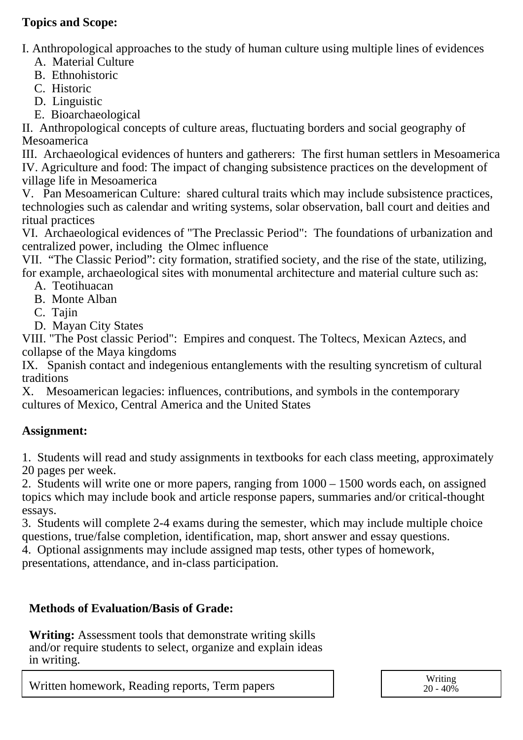**Topics and Scope:**

I. Anthropological approaches to the study of human culture using multiple lines of evidences
   A. Material Culture
   B. Ethnohistoric
   C. Historic
   D. Linguistic
   E. Bioarchaeological
II. Anthropological concepts of culture areas, fluctuating borders and social geography of Mesoamerica
III. Archaeological evidences of hunters and gatherers: The first human settlers in Mesoamerica
IV. Agriculture and food: The impact of changing subsistence practices on the development of village life in Mesoamerica
V. Pan Mesoamerican Culture: shared cultural traits which may include subsistence practices, technologies such as calendar and writing systems, solar observation, ball court and deities and ritual practices
VI. Archaeological evidences of "The Preclassic Period": The foundations of urbanization and centralized power, including the Olmec influence
VII. "The Classic Period": city formation, stratified society, and the rise of the state, utilizing, for example, archaeological sites with monumental architecture and material culture such as:
   A. Teotihuacan
   B. Monte Alban
   C. Tajin
   D. Mayan City States
VIII. "The Post classic Period": Empires and conquest. The Toltecs, Mexican Aztecs, and collapse of the Maya kingdoms
IX. Spanish contact and indegenious entanglements with the resulting syncretism of cultural traditions
X. Mesoamerican legacies: influences, contributions, and symbols in the contemporary cultures of Mexico, Central America and the United States

**Assignment:**

1. Students will read and study assignments in textbooks for each class meeting, approximately 20 pages per week.
2. Students will write one or more papers, ranging from 1000 – 1500 words each, on assigned topics which may include book and article response papers, summaries and/or critical-thought essays.
3. Students will complete 2-4 exams during the semester, which may include multiple choice questions, true/false completion, identification, map, short answer and essay questions.
4. Optional assignments may include assigned map tests, other types of homework, presentations, attendance, and in-class participation.

**Methods of Evaluation/Basis of Grade:**

**Writing:** Assessment tools that demonstrate writing skills and/or require students to select, organize and explain ideas in writing.

| Written homework, Reading reports, Term papers | Writing 20 - 40% |
| --- | --- |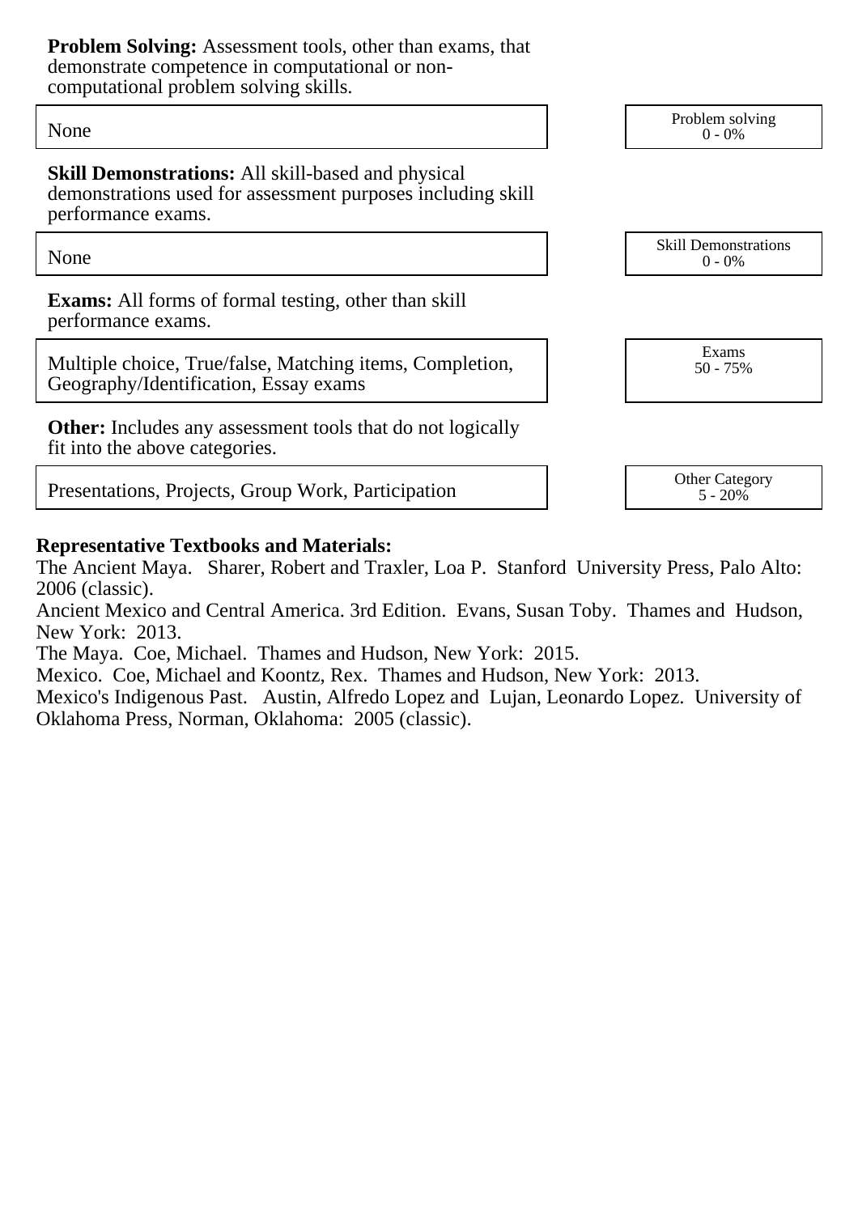**Problem Solving:** Assessment tools, other than exams, that demonstrate competence in computational or non-computational problem solving skills.

| | |
|---|---|
| None | Problem solving<br>0 - 0% |

**Skill Demonstrations:** All skill-based and physical demonstrations used for assessment purposes including skill performance exams.

| | |
|---|---|
| None | Skill Demonstrations<br>0 - 0% |

**Exams:** All forms of formal testing, other than skill performance exams.

| | |
|---|---|
| Multiple choice, True/false, Matching items, Completion, Geography/Identification, Essay exams | Exams<br>50 - 75% |

**Other:** Includes any assessment tools that do not logically fit into the above categories.

| | |
|---|---|
| Presentations, Projects, Group Work, Participation | Other Category<br>5 - 20% |

**Representative Textbooks and Materials:**

The Ancient Maya. Sharer, Robert and Traxler, Loa P. Stanford University Press, Palo Alto: 2006 (classic).
Ancient Mexico and Central America. 3rd Edition. Evans, Susan Toby. Thames and Hudson, New York: 2013.
The Maya. Coe, Michael. Thames and Hudson, New York: 2015.
Mexico. Coe, Michael and Koontz, Rex. Thames and Hudson, New York: 2013.
Mexico's Indigenous Past. Austin, Alfredo Lopez and Lujan, Leonardo Lopez. University of Oklahoma Press, Norman, Oklahoma: 2005 (classic).